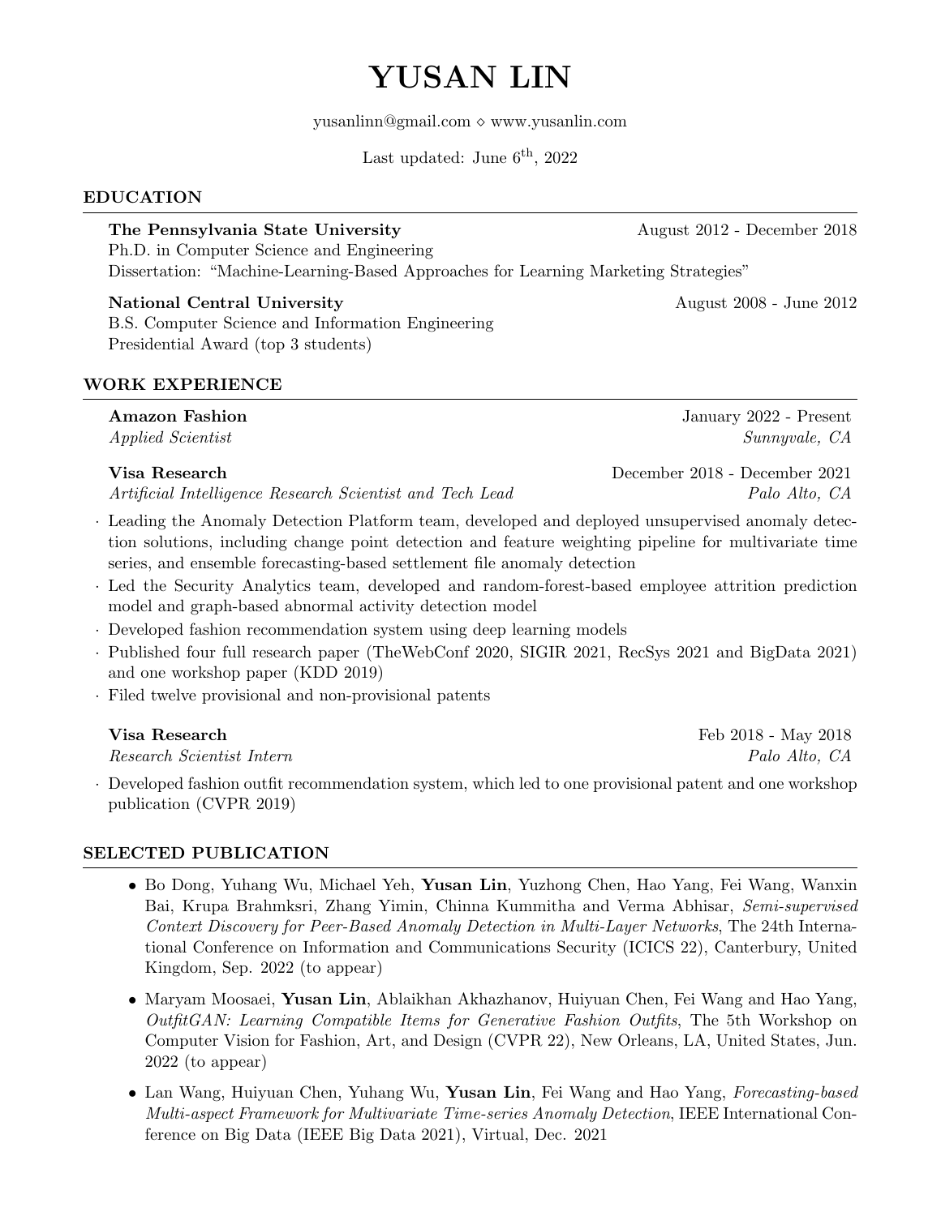# YUSAN LIN

yusanlinn@gmail.com ⋄ www.yusanlin.com

Last updated: June 6$^{th}$, 2022

## EDUCATION

**The Pennsylvania State University** — August 2012 - December 2018
Ph.D. in Computer Science and Engineering
Dissertation: "Machine-Learning-Based Approaches for Learning Marketing Strategies"

**National Central University** — August 2008 - June 2012
B.S. Computer Science and Information Engineering
Presidential Award (top 3 students)

## WORK EXPERIENCE

**Amazon Fashion** — January 2022 - Present
*Applied Scientist* — *Sunnyvale, CA*

**Visa Research** — December 2018 - December 2021
*Artificial Intelligence Research Scientist and Tech Lead* — *Palo Alto, CA*

- Leading the Anomaly Detection Platform team, developed and deployed unsupervised anomaly detection solutions, including change point detection and feature weighting pipeline for multivariate time series, and ensemble forecasting-based settlement file anomaly detection
- Led the Security Analytics team, developed and random-forest-based employee attrition prediction model and graph-based abnormal activity detection model
- Developed fashion recommendation system using deep learning models
- Published four full research paper (TheWebConf 2020, SIGIR 2021, RecSys 2021 and BigData 2021) and one workshop paper (KDD 2019)
- Filed twelve provisional and non-provisional patents

**Visa Research** — Feb 2018 - May 2018
*Research Scientist Intern* — *Palo Alto, CA*

- Developed fashion outfit recommendation system, which led to one provisional patent and one workshop publication (CVPR 2019)

## SELECTED PUBLICATION

- Bo Dong, Yuhang Wu, Michael Yeh, **Yusan Lin**, Yuzhong Chen, Hao Yang, Fei Wang, Wanxin Bai, Krupa Brahmksri, Zhang Yimin, Chinna Kummitha and Verma Abhisar, *Semi-supervised Context Discovery for Peer-Based Anomaly Detection in Multi-Layer Networks*, The 24th International Conference on Information and Communications Security (ICICS 22), Canterbury, United Kingdom, Sep. 2022 (to appear)
- Maryam Moosaei, **Yusan Lin**, Ablaikhan Akhazhanov, Huiyuan Chen, Fei Wang and Hao Yang, *OutfitGAN: Learning Compatible Items for Generative Fashion Outfits*, The 5th Workshop on Computer Vision for Fashion, Art, and Design (CVPR 22), New Orleans, LA, United States, Jun. 2022 (to appear)
- Lan Wang, Huiyuan Chen, Yuhang Wu, **Yusan Lin**, Fei Wang and Hao Yang, *Forecasting-based Multi-aspect Framework for Multivariate Time-series Anomaly Detection*, IEEE International Conference on Big Data (IEEE Big Data 2021), Virtual, Dec. 2021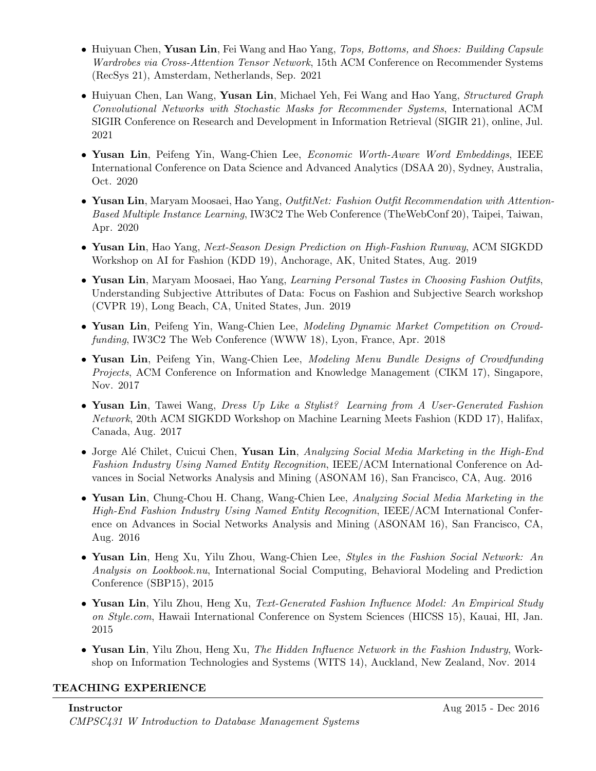- Huiyuan Chen, **Yusan Lin**, Fei Wang and Hao Yang, *Tops, Bottoms, and Shoes: Building Capsule Wardrobes via Cross-Attention Tensor Network*, 15th ACM Conference on Recommender Systems (RecSys 21), Amsterdam, Netherlands, Sep. 2021
- Huiyuan Chen, Lan Wang, **Yusan Lin**, Michael Yeh, Fei Wang and Hao Yang, *Structured Graph Convolutional Networks with Stochastic Masks for Recommender Systems*, International ACM SIGIR Conference on Research and Development in Information Retrieval (SIGIR 21), online, Jul. 2021
- **Yusan Lin**, Peifeng Yin, Wang-Chien Lee, *Economic Worth-Aware Word Embeddings*, IEEE International Conference on Data Science and Advanced Analytics (DSAA 20), Sydney, Australia, Oct. 2020
- **Yusan Lin**, Maryam Moosaei, Hao Yang, *OutfitNet: Fashion Outfit Recommendation with Attention-Based Multiple Instance Learning*, IW3C2 The Web Conference (TheWebConf 20), Taipei, Taiwan, Apr. 2020
- **Yusan Lin**, Hao Yang, *Next-Season Design Prediction on High-Fashion Runway*, ACM SIGKDD Workshop on AI for Fashion (KDD 19), Anchorage, AK, United States, Aug. 2019
- **Yusan Lin**, Maryam Moosaei, Hao Yang, *Learning Personal Tastes in Choosing Fashion Outfits*, Understanding Subjective Attributes of Data: Focus on Fashion and Subjective Search workshop (CVPR 19), Long Beach, CA, United States, Jun. 2019
- **Yusan Lin**, Peifeng Yin, Wang-Chien Lee, *Modeling Dynamic Market Competition on Crowdfunding*, IW3C2 The Web Conference (WWW 18), Lyon, France, Apr. 2018
- **Yusan Lin**, Peifeng Yin, Wang-Chien Lee, *Modeling Menu Bundle Designs of Crowdfunding Projects*, ACM Conference on Information and Knowledge Management (CIKM 17), Singapore, Nov. 2017
- **Yusan Lin**, Tawei Wang, *Dress Up Like a Stylist? Learning from A User-Generated Fashion Network*, 20th ACM SIGKDD Workshop on Machine Learning Meets Fashion (KDD 17), Halifax, Canada, Aug. 2017
- Jorge Alé Chilet, Cuicui Chen, **Yusan Lin**, *Analyzing Social Media Marketing in the High-End Fashion Industry Using Named Entity Recognition*, IEEE/ACM International Conference on Advances in Social Networks Analysis and Mining (ASONAM 16), San Francisco, CA, Aug. 2016
- **Yusan Lin**, Chung-Chou H. Chang, Wang-Chien Lee, *Analyzing Social Media Marketing in the High-End Fashion Industry Using Named Entity Recognition*, IEEE/ACM International Conference on Advances in Social Networks Analysis and Mining (ASONAM 16), San Francisco, CA, Aug. 2016
- **Yusan Lin**, Heng Xu, Yilu Zhou, Wang-Chien Lee, *Styles in the Fashion Social Network: An Analysis on Lookbook.nu*, International Social Computing, Behavioral Modeling and Prediction Conference (SBP15), 2015
- **Yusan Lin**, Yilu Zhou, Heng Xu, *Text-Generated Fashion Influence Model: An Empirical Study on Style.com*, Hawaii International Conference on System Sciences (HICSS 15), Kauai, HI, Jan. 2015
- **Yusan Lin**, Yilu Zhou, Heng Xu, *The Hidden Influence Network in the Fashion Industry*, Workshop on Information Technologies and Systems (WITS 14), Auckland, New Zealand, Nov. 2014

## TEACHING EXPERIENCE

**Instructor** Aug 2015 - Dec 2016
*CMPSC431 W Introduction to Database Management Systems*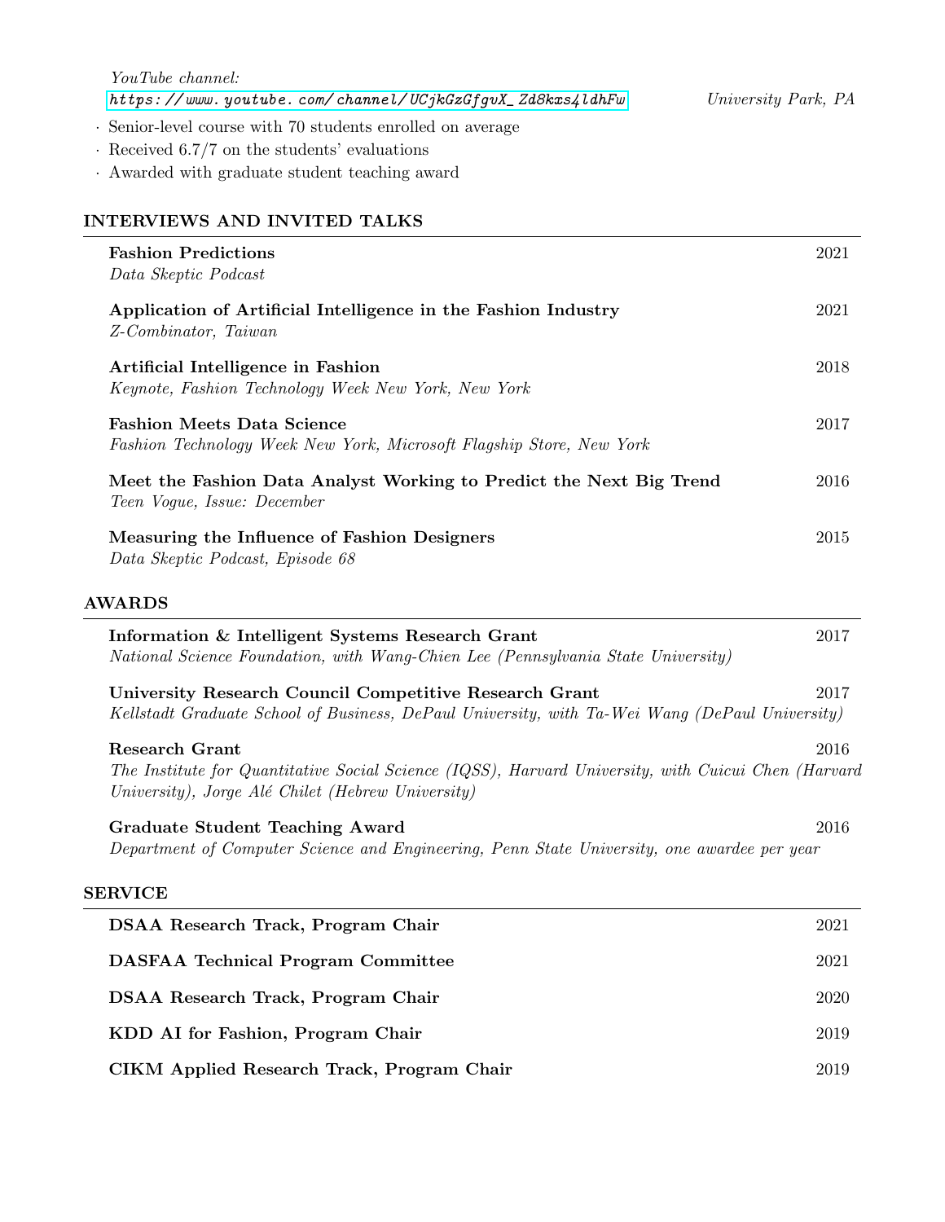*YouTube channel:*
*https://www.youtube.com/channel/UCjkGzGfgvX_Zd8kxs4ldhFw* *University Park, PA*

- Senior-level course with 70 students enrolled on average
- Received 6.7/7 on the students' evaluations
- Awarded with graduate student teaching award

## INTERVIEWS AND INVITED TALKS

**Fashion Predictions** 2021
*Data Skeptic Podcast*

**Application of Artificial Intelligence in the Fashion Industry** 2021
*Z-Combinator, Taiwan*

**Artificial Intelligence in Fashion** 2018
*Keynote, Fashion Technology Week New York, New York*

**Fashion Meets Data Science** 2017
*Fashion Technology Week New York, Microsoft Flagship Store, New York*

**Meet the Fashion Data Analyst Working to Predict the Next Big Trend** 2016
*Teen Vogue, Issue: December*

**Measuring the Influence of Fashion Designers** 2015
*Data Skeptic Podcast, Episode 68*

## AWARDS

**Information & Intelligent Systems Research Grant** 2017
*National Science Foundation, with Wang-Chien Lee (Pennsylvania State University)*

**University Research Council Competitive Research Grant** 2017
*Kellstadt Graduate School of Business, DePaul University, with Ta-Wei Wang (DePaul University)*

**Research Grant** 2016
*The Institute for Quantitative Social Science (IQSS), Harvard University, with Cuicui Chen (Harvard University), Jorge Alé Chilet (Hebrew University)*

**Graduate Student Teaching Award** 2016
*Department of Computer Science and Engineering, Penn State University, one awardee per year*

## SERVICE

**DSAA Research Track, Program Chair** 2021

**DASFAA Technical Program Committee** 2021

**DSAA Research Track, Program Chair** 2020

**KDD AI for Fashion, Program Chair** 2019

**CIKM Applied Research Track, Program Chair** 2019